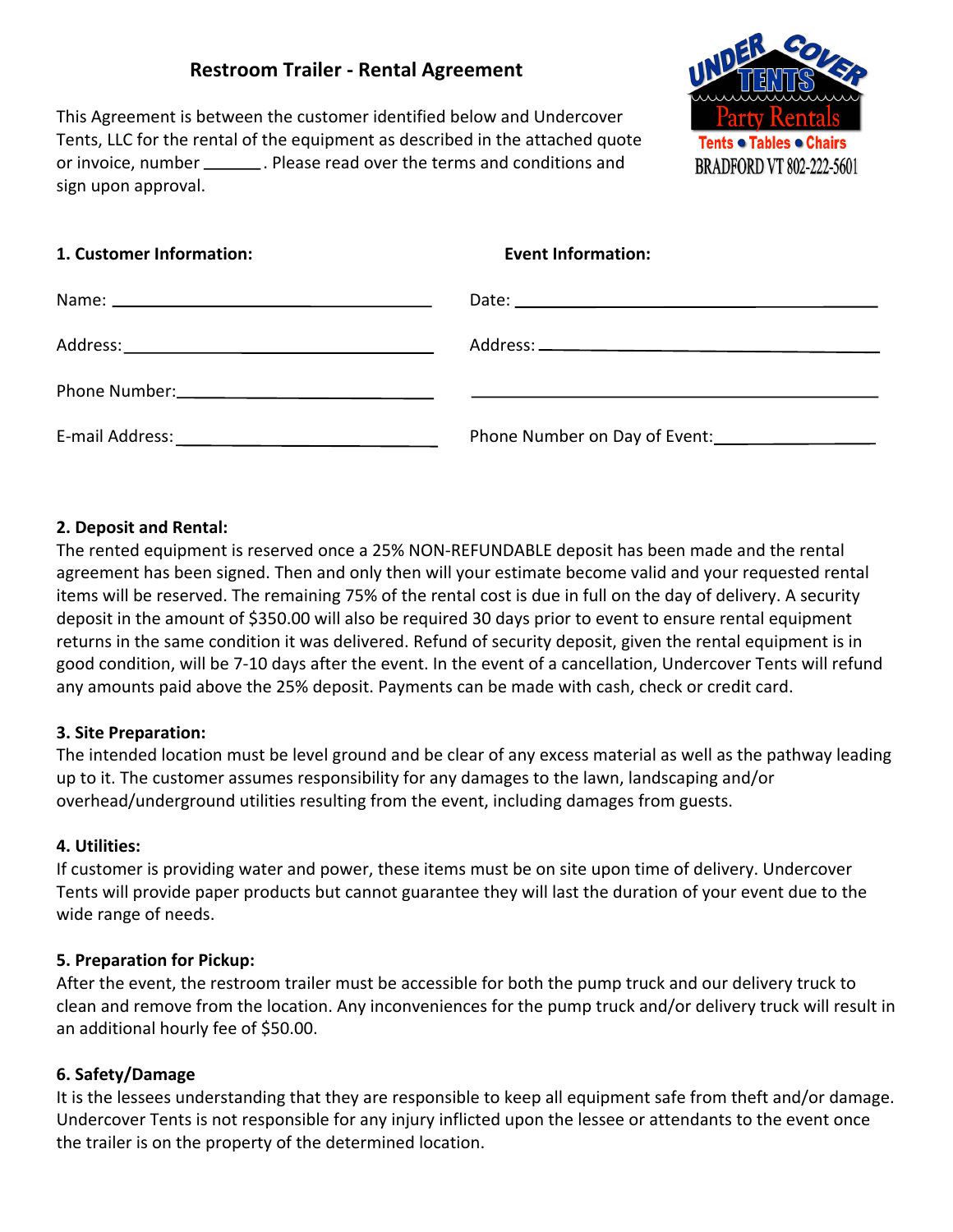# Restroom Trailer - Rental Agreement

UNDER COVER TENTS Party Rentals
Tents • Tables • Chairs
BRADFORD VT 802-222-5601

This Agreement is between the customer identified below and Undercover Tents, LLC for the rental of the equipment as described in the attached quote or invoice, number ______. Please read over the terms and conditions and sign upon approval.

| **1. Customer Information:** | **Event Information:** |
|---|---|
| Name: ______________________ | Date: ______________________ |
| Address: ______________________ | Address: ______________________ |
| Phone Number: ______________________ | ______________________ |
| E-mail Address: ______________________ | Phone Number on Day of Event: ______________________ |

**2. Deposit and Rental:**
The rented equipment is reserved once a 25% NON-REFUNDABLE deposit has been made and the rental agreement has been signed. Then and only then will your estimate become valid and your requested rental items will be reserved. The remaining 75% of the rental cost is due in full on the day of delivery. A security deposit in the amount of $350.00 will also be required 30 days prior to event to ensure rental equipment returns in the same condition it was delivered. Refund of security deposit, given the rental equipment is in good condition, will be 7-10 days after the event. In the event of a cancellation, Undercover Tents will refund any amounts paid above the 25% deposit. Payments can be made with cash, check or credit card.

**3. Site Preparation:**
The intended location must be level ground and be clear of any excess material as well as the pathway leading up to it. The customer assumes responsibility for any damages to the lawn, landscaping and/or overhead/underground utilities resulting from the event, including damages from guests.

**4. Utilities:**
If customer is providing water and power, these items must be on site upon time of delivery. Undercover Tents will provide paper products but cannot guarantee they will last the duration of your event due to the wide range of needs.

**5. Preparation for Pickup:**
After the event, the restroom trailer must be accessible for both the pump truck and our delivery truck to clean and remove from the location. Any inconveniences for the pump truck and/or delivery truck will result in an additional hourly fee of $50.00.

**6. Safety/Damage**
It is the lessees understanding that they are responsible to keep all equipment safe from theft and/or damage. Undercover Tents is not responsible for any injury inflicted upon the lessee or attendants to the event once the trailer is on the property of the determined location.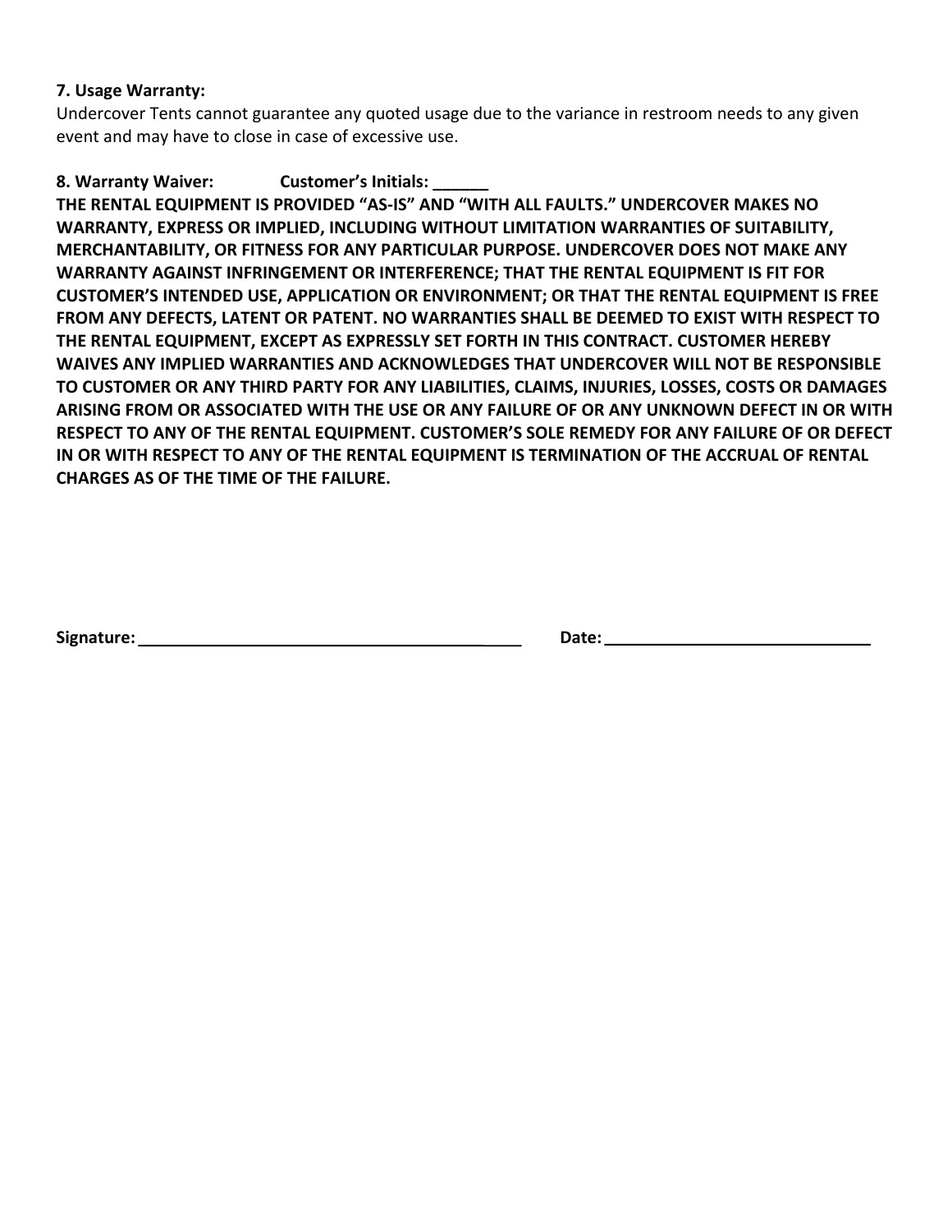**7. Usage Warranty:**
Undercover Tents cannot guarantee any quoted usage due to the variance in restroom needs to any given event and may have to close in case of excessive use.

**8. Warranty Waiver: Customer's Initials: ______**
**THE RENTAL EQUIPMENT IS PROVIDED "AS-IS" AND "WITH ALL FAULTS." UNDERCOVER MAKES NO WARRANTY, EXPRESS OR IMPLIED, INCLUDING WITHOUT LIMITATION WARRANTIES OF SUITABILITY, MERCHANTABILITY, OR FITNESS FOR ANY PARTICULAR PURPOSE. UNDERCOVER DOES NOT MAKE ANY WARRANTY AGAINST INFRINGEMENT OR INTERFERENCE; THAT THE RENTAL EQUIPMENT IS FIT FOR CUSTOMER'S INTENDED USE, APPLICATION OR ENVIRONMENT; OR THAT THE RENTAL EQUIPMENT IS FREE FROM ANY DEFECTS, LATENT OR PATENT. NO WARRANTIES SHALL BE DEEMED TO EXIST WITH RESPECT TO THE RENTAL EQUIPMENT, EXCEPT AS EXPRESSLY SET FORTH IN THIS CONTRACT. CUSTOMER HEREBY WAIVES ANY IMPLIED WARRANTIES AND ACKNOWLEDGES THAT UNDERCOVER WILL NOT BE RESPONSIBLE TO CUSTOMER OR ANY THIRD PARTY FOR ANY LIABILITIES, CLAIMS, INJURIES, LOSSES, COSTS OR DAMAGES ARISING FROM OR ASSOCIATED WITH THE USE OR ANY FAILURE OF OR ANY UNKNOWN DEFECT IN OR WITH RESPECT TO ANY OF THE RENTAL EQUIPMENT. CUSTOMER'S SOLE REMEDY FOR ANY FAILURE OF OR DEFECT IN OR WITH RESPECT TO ANY OF THE RENTAL EQUIPMENT IS TERMINATION OF THE ACCRUAL OF RENTAL CHARGES AS OF THE TIME OF THE FAILURE.**

**Signature: ____________________________________________ Date: ______________________________**